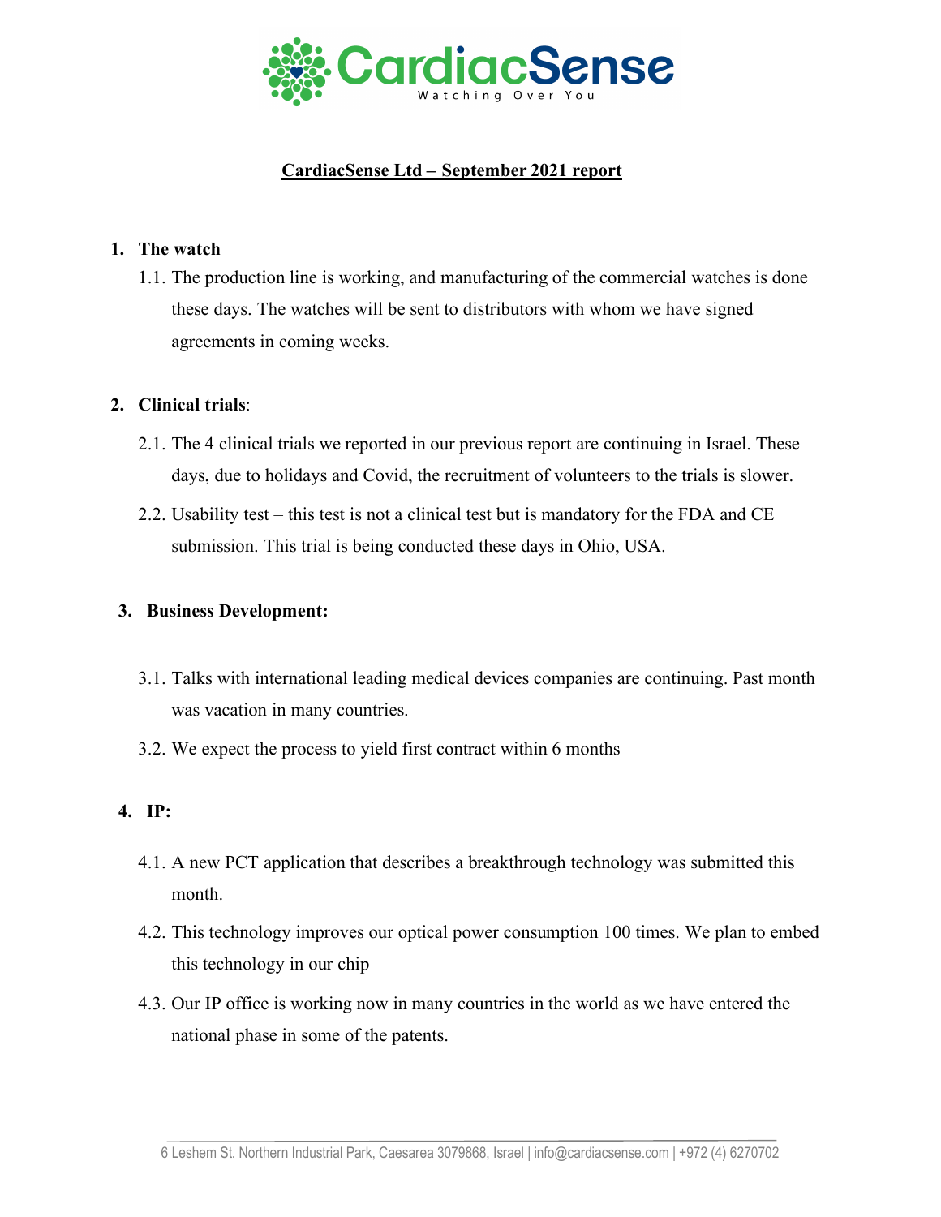CardiacSense

Watching Over You

# CardiacSense Ltd – September 2021 report

1. **The watch**
   1.1. The production line is working, and manufacturing of the commercial watches is done these days. The watches will be sent to distributors with whom we have signed agreements in coming weeks.

2. **Clinical trials**:
   2.1. The 4 clinical trials we reported in our previous report are continuing in Israel. These days, due to holidays and Covid, the recruitment of volunteers to the trials is slower.
   2.2. Usability test – this test is not a clinical test but is mandatory for the FDA and CE submission. This trial is being conducted these days in Ohio, USA.

3. **Business Development:**
   3.1. Talks with international leading medical devices companies are continuing. Past month was vacation in many countries.
   3.2. We expect the process to yield first contract within 6 months

4. **IP:**
   4.1. A new PCT application that describes a breakthrough technology was submitted this month.
   4.2. This technology improves our optical power consumption 100 times. We plan to embed this technology in our chip
   4.3. Our IP office is working now in many countries in the world as we have entered the national phase in some of the patents.

6 Leshem St. Northern Industrial Park, Caesarea 3079868, Israel | info@cardiacsense.com | +972 (4) 6270702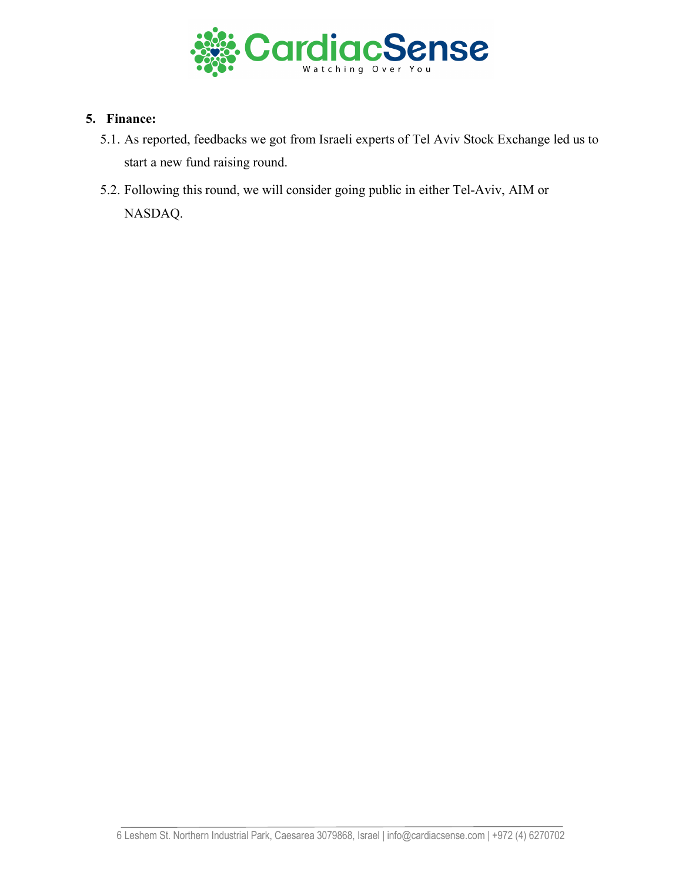5. **Finance:**

   5.1. As reported, feedbacks we got from Israeli experts of Tel Aviv Stock Exchange led us to start a new fund raising round.

   5.2. Following this round, we will consider going public in either Tel-Aviv, AIM or NASDAQ.